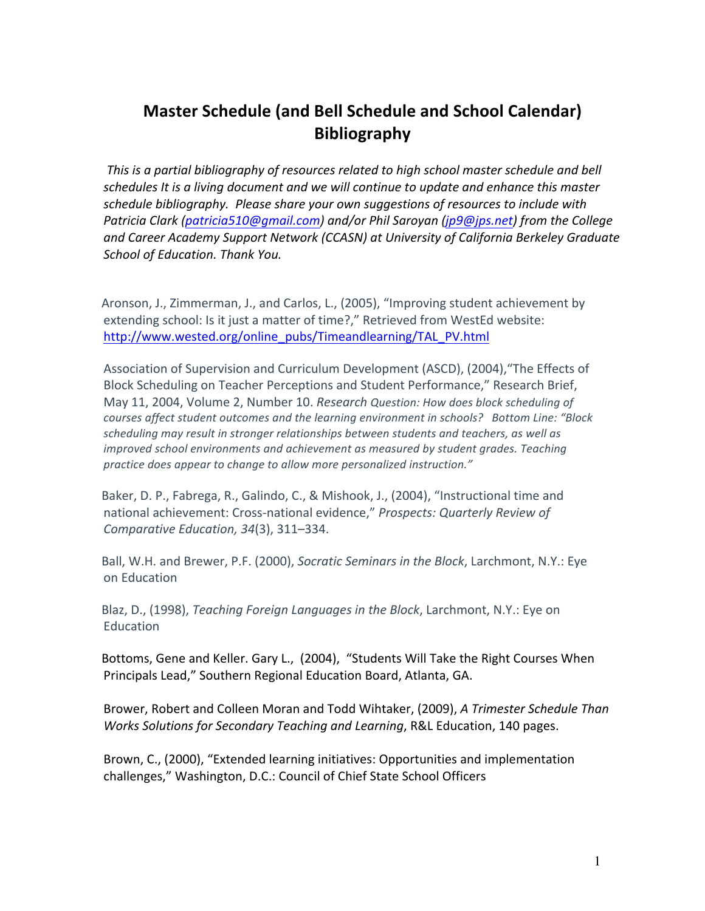# Master Schedule (and Bell Schedule and School Calendar) Bibliography

*This is a partial bibliography of resources related to high school master schedule and bell schedules It is a living document and we will continue to update and enhance this master schedule bibliography. Please share your own suggestions of resources to include with Patricia Clark (patricia510@gmail.com) and/or Phil Saroyan (jp9@jps.net) from the College and Career Academy Support Network (CCASN) at University of California Berkeley Graduate School of Education. Thank You.*

Aronson, J., Zimmerman, J., and Carlos, L., (2005), "Improving student achievement by extending school: Is it just a matter of time?," Retrieved from WestEd website: http://www.wested.org/online_pubs/Timeandlearning/TAL_PV.html

Association of Supervision and Curriculum Development (ASCD), (2004),"The Effects of Block Scheduling on Teacher Perceptions and Student Performance," Research Brief, May 11, 2004, Volume 2, Number 10. *Research Question: How does block scheduling of courses affect student outcomes and the learning environment in schools? Bottom Line: "Block scheduling may result in stronger relationships between students and teachers, as well as improved school environments and achievement as measured by student grades. Teaching practice does appear to change to allow more personalized instruction."*

Baker, D. P., Fabrega, R., Galindo, C., & Mishook, J., (2004), "Instructional time and national achievement: Cross-national evidence," *Prospects: Quarterly Review of Comparative Education, 34*(3), 311–334.

Ball, W.H. and Brewer, P.F. (2000), *Socratic Seminars in the Block*, Larchmont, N.Y.: Eye on Education

Blaz, D., (1998), *Teaching Foreign Languages in the Block*, Larchmont, N.Y.: Eye on Education

Bottoms, Gene and Keller. Gary L., (2004), "Students Will Take the Right Courses When Principals Lead," Southern Regional Education Board, Atlanta, GA.

Brower, Robert and Colleen Moran and Todd Wihtaker, (2009), *A Trimester Schedule Than Works Solutions for Secondary Teaching and Learning*, R&L Education, 140 pages.

Brown, C., (2000), "Extended learning initiatives: Opportunities and implementation challenges," Washington, D.C.: Council of Chief State School Officers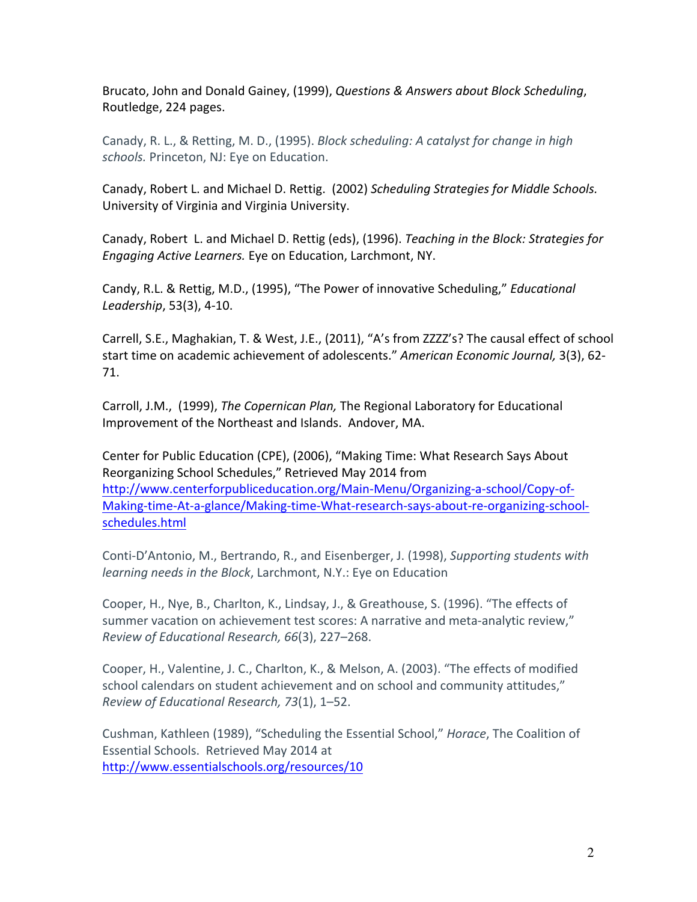Brucato, John and Donald Gainey, (1999), *Questions & Answers about Block Scheduling*, Routledge, 224 pages.

Canady, R. L., & Retting, M. D., (1995). *Block scheduling: A catalyst for change in high schools.* Princeton, NJ: Eye on Education.

Canady, Robert L. and Michael D. Rettig. (2002) *Scheduling Strategies for Middle Schools.* University of Virginia and Virginia University.

Canady, Robert L. and Michael D. Rettig (eds), (1996). *Teaching in the Block: Strategies for Engaging Active Learners.* Eye on Education, Larchmont, NY.

Candy, R.L. & Rettig, M.D., (1995), "The Power of innovative Scheduling," *Educational Leadership*, 53(3), 4-10.

Carrell, S.E., Maghakian, T. & West, J.E., (2011), "A's from ZZZZ's? The causal effect of school start time on academic achievement of adolescents." *American Economic Journal,* 3(3), 62-71.

Carroll, J.M., (1999), *The Copernican Plan,* The Regional Laboratory for Educational Improvement of the Northeast and Islands. Andover, MA.

Center for Public Education (CPE), (2006), "Making Time: What Research Says About Reorganizing School Schedules," Retrieved May 2014 from http://www.centerforpubliceducation.org/Main-Menu/Organizing-a-school/Copy-of-Making-time-At-a-glance/Making-time-What-research-says-about-re-organizing-school-schedules.html

Conti-D'Antonio, M., Bertrando, R., and Eisenberger, J. (1998), *Supporting students with learning needs in the Block*, Larchmont, N.Y.: Eye on Education

Cooper, H., Nye, B., Charlton, K., Lindsay, J., & Greathouse, S. (1996). "The effects of summer vacation on achievement test scores: A narrative and meta-analytic review," *Review of Educational Research, 66*(3), 227–268.

Cooper, H., Valentine, J. C., Charlton, K., & Melson, A. (2003). "The effects of modified school calendars on student achievement and on school and community attitudes," *Review of Educational Research, 73*(1), 1–52.

Cushman, Kathleen (1989), "Scheduling the Essential School," *Horace*, The Coalition of Essential Schools. Retrieved May 2014 at http://www.essentialschools.org/resources/10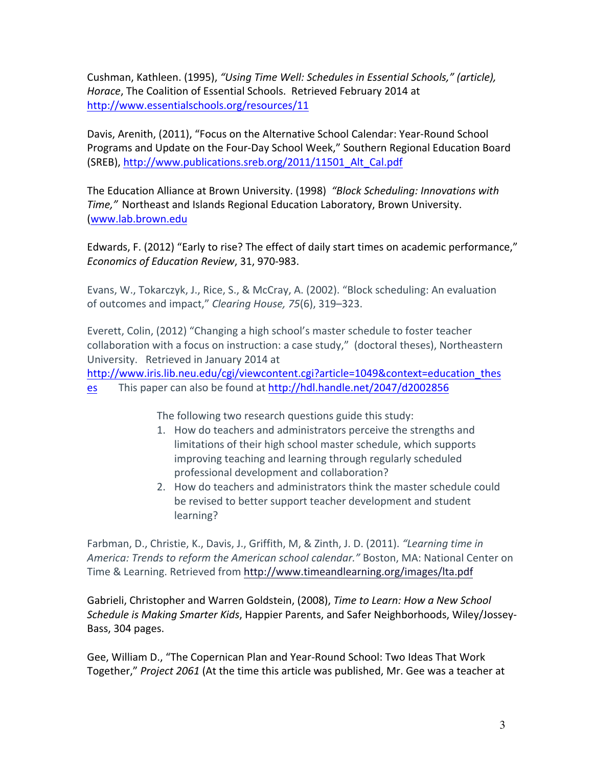Cushman, Kathleen. (1995), *"Using Time Well: Schedules in Essential Schools," (article), Horace*, The Coalition of Essential Schools. Retrieved February 2014 at http://www.essentialschools.org/resources/11

Davis, Arenith, (2011), "Focus on the Alternative School Calendar: Year-Round School Programs and Update on the Four-Day School Week," Southern Regional Education Board (SREB), http://www.publications.sreb.org/2011/11501_Alt_Cal.pdf

The Education Alliance at Brown University. (1998) *"Block Scheduling: Innovations with Time,"* Northeast and Islands Regional Education Laboratory, Brown University. (www.lab.brown.edu

Edwards, F. (2012) "Early to rise? The effect of daily start times on academic performance," *Economics of Education Review*, 31, 970-983.

Evans, W., Tokarczyk, J., Rice, S., & McCray, A. (2002). "Block scheduling: An evaluation of outcomes and impact," *Clearing House, 75*(6), 319–323.

Everett, Colin, (2012) "Changing a high school's master schedule to foster teacher collaboration with a focus on instruction: a case study," (doctoral theses), Northeastern University. Retrieved in January 2014 at http://www.iris.lib.neu.edu/cgi/viewcontent.cgi?article=1049&context=education_theses This paper can also be found at http://hdl.handle.net/2047/d2002856

> The following two research questions guide this study:
>
> 1. How do teachers and administrators perceive the strengths and limitations of their high school master schedule, which supports improving teaching and learning through regularly scheduled professional development and collaboration?
> 2. How do teachers and administrators think the master schedule could be revised to better support teacher development and student learning?

Farbman, D., Christie, K., Davis, J., Griffith, M, & Zinth, J. D. (2011). *"Learning time in America: Trends to reform the American school calendar."* Boston, MA: National Center on Time & Learning. Retrieved from http://www.timeandlearning.org/images/lta.pdf

Gabrieli, Christopher and Warren Goldstein, (2008), *Time to Learn: How a New School Schedule is Making Smarter Kids*, Happier Parents, and Safer Neighborhoods, Wiley/Jossey-Bass, 304 pages.

Gee, William D., "The Copernican Plan and Year-Round School: Two Ideas That Work Together," *Project 2061* (At the time this article was published, Mr. Gee was a teacher at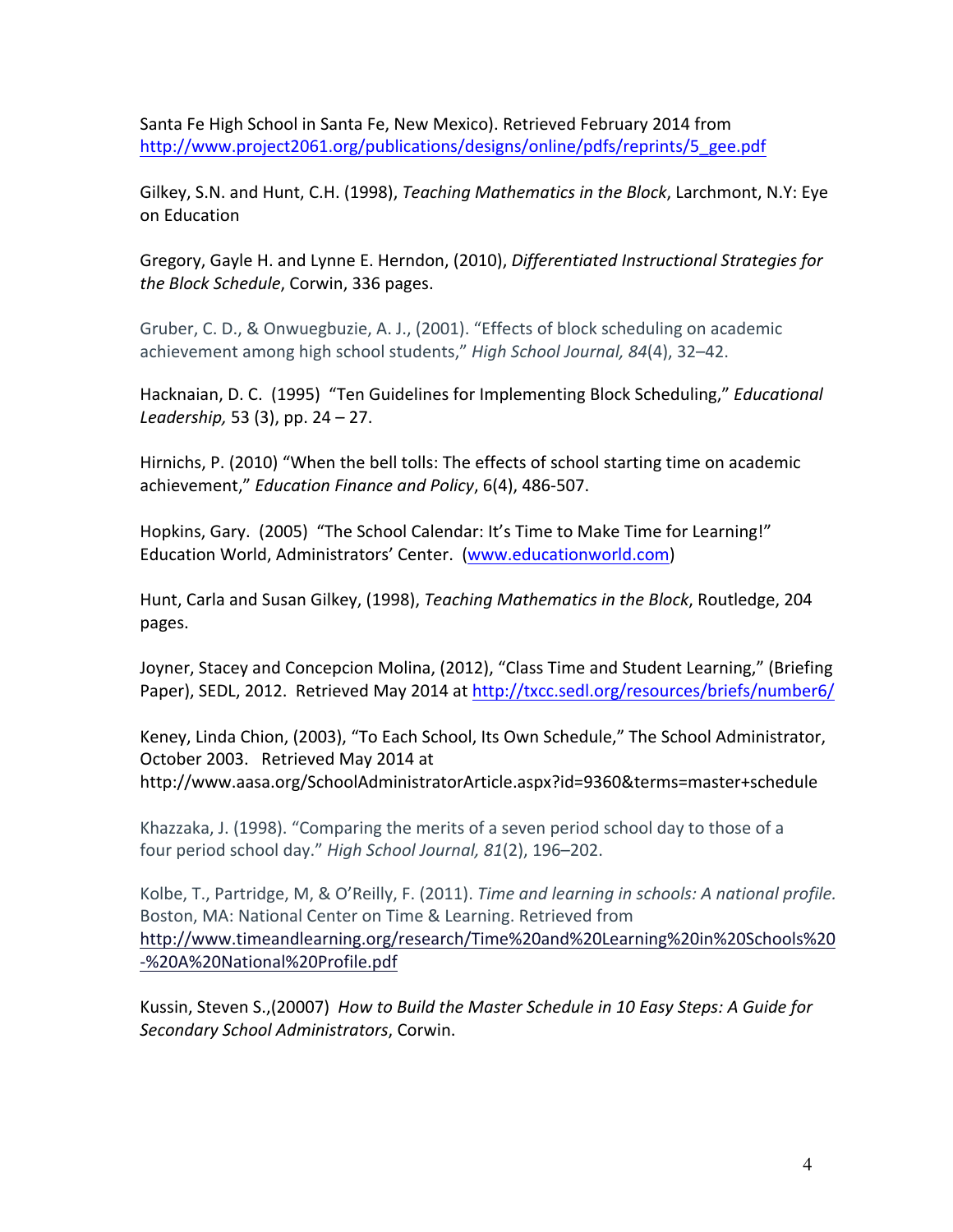Santa Fe High School in Santa Fe, New Mexico). Retrieved February 2014 from http://www.project2061.org/publications/designs/online/pdfs/reprints/5_gee.pdf

Gilkey, S.N. and Hunt, C.H. (1998), *Teaching Mathematics in the Block*, Larchmont, N.Y: Eye on Education

Gregory, Gayle H. and Lynne E. Herndon, (2010), *Differentiated Instructional Strategies for the Block Schedule*, Corwin, 336 pages.

Gruber, C. D., & Onwuegbuzie, A. J., (2001). "Effects of block scheduling on academic achievement among high school students," *High School Journal, 84*(4), 32–42.

Hacknaian, D. C. (1995) "Ten Guidelines for Implementing Block Scheduling," *Educational Leadership,* 53 (3), pp. 24 – 27.

Hirnichs, P. (2010) "When the bell tolls: The effects of school starting time on academic achievement," *Education Finance and Policy*, 6(4), 486-507.

Hopkins, Gary. (2005) "The School Calendar: It's Time to Make Time for Learning!" Education World, Administrators' Center. (www.educationworld.com)

Hunt, Carla and Susan Gilkey, (1998), *Teaching Mathematics in the Block*, Routledge, 204 pages.

Joyner, Stacey and Concepcion Molina, (2012), "Class Time and Student Learning," (Briefing Paper), SEDL, 2012. Retrieved May 2014 at http://txcc.sedl.org/resources/briefs/number6/

Keney, Linda Chion, (2003), "To Each School, Its Own Schedule," The School Administrator, October 2003. Retrieved May 2014 at http://www.aasa.org/SchoolAdministratorArticle.aspx?id=9360&terms=master+schedule

Khazzaka, J. (1998). "Comparing the merits of a seven period school day to those of a four period school day." *High School Journal, 81*(2), 196–202.

Kolbe, T., Partridge, M, & O'Reilly, F. (2011). *Time and learning in schools: A national profile.* Boston, MA: National Center on Time & Learning. Retrieved from http://www.timeandlearning.org/research/Time%20and%20Learning%20in%20Schools%20-%20A%20National%20Profile.pdf

Kussin, Steven S.,(20007) *How to Build the Master Schedule in 10 Easy Steps: A Guide for Secondary School Administrators*, Corwin.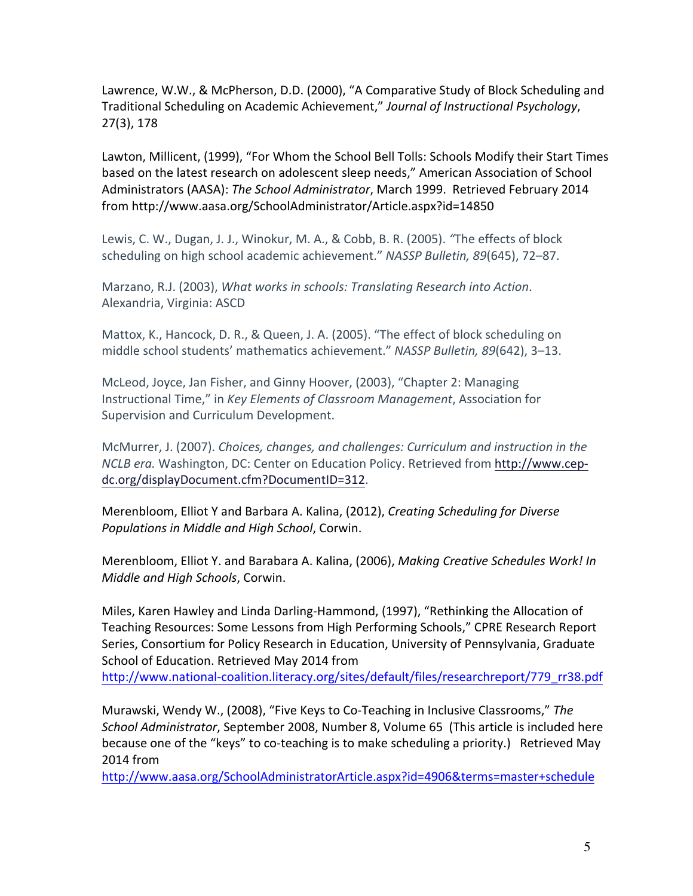Lawrence, W.W., & McPherson, D.D. (2000), "A Comparative Study of Block Scheduling and Traditional Scheduling on Academic Achievement," *Journal of Instructional Psychology*, 27(3), 178

Lawton, Millicent, (1999), "For Whom the School Bell Tolls: Schools Modify their Start Times based on the latest research on adolescent sleep needs," American Association of School Administrators (AASA): *The School Administrator*, March 1999. Retrieved February 2014 from http://www.aasa.org/SchoolAdministrator/Article.aspx?id=14850

Lewis, C. W., Dugan, J. J., Winokur, M. A., & Cobb, B. R. (2005). "The effects of block scheduling on high school academic achievement." *NASSP Bulletin, 89*(645), 72–87.

Marzano, R.J. (2003), *What works in schools: Translating Research into Action*. Alexandria, Virginia: ASCD

Mattox, K., Hancock, D. R., & Queen, J. A. (2005). "The effect of block scheduling on middle school students' mathematics achievement." *NASSP Bulletin, 89*(642), 3–13.

McLeod, Joyce, Jan Fisher, and Ginny Hoover, (2003), "Chapter 2: Managing Instructional Time," in *Key Elements of Classroom Management*, Association for Supervision and Curriculum Development.

McMurrer, J. (2007). *Choices, changes, and challenges: Curriculum and instruction in the NCLB era.* Washington, DC: Center on Education Policy. Retrieved from http://www.cep-dc.org/displayDocument.cfm?DocumentID=312.

Merenbloom, Elliot Y and Barbara A. Kalina, (2012), *Creating Scheduling for Diverse Populations in Middle and High School*, Corwin.

Merenbloom, Elliot Y. and Barabara A. Kalina, (2006), *Making Creative Schedules Work! In Middle and High Schools*, Corwin.

Miles, Karen Hawley and Linda Darling-Hammond, (1997), "Rethinking the Allocation of Teaching Resources: Some Lessons from High Performing Schools," CPRE Research Report Series, Consortium for Policy Research in Education, University of Pennsylvania, Graduate School of Education. Retrieved May 2014 from http://www.national-coalition.literacy.org/sites/default/files/researchreport/779_rr38.pdf

Murawski, Wendy W., (2008), "Five Keys to Co-Teaching in Inclusive Classrooms," *The School Administrator*, September 2008, Number 8, Volume 65 (This article is included here because one of the "keys" to co-teaching is to make scheduling a priority.) Retrieved May 2014 from http://www.aasa.org/SchoolAdministratorArticle.aspx?id=4906&terms=master+schedule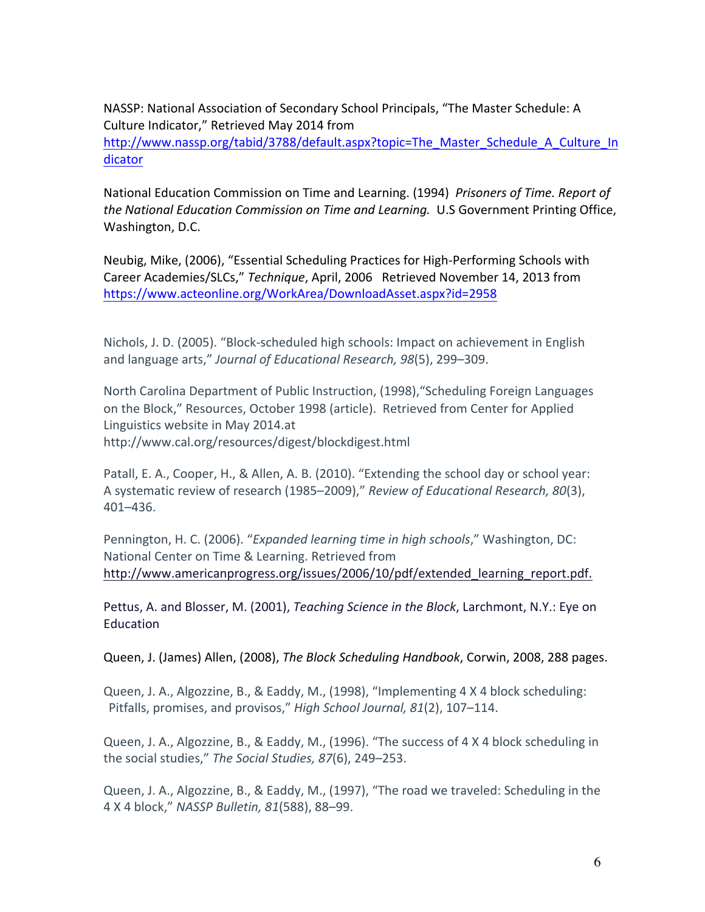NASSP: National Association of Secondary School Principals, "The Master Schedule: A Culture Indicator," Retrieved May 2014 from http://www.nassp.org/tabid/3788/default.aspx?topic=The_Master_Schedule_A_Culture_Indicator

National Education Commission on Time and Learning. (1994) *Prisoners of Time. Report of the National Education Commission on Time and Learning.* U.S Government Printing Office, Washington, D.C.

Neubig, Mike, (2006), "Essential Scheduling Practices for High-Performing Schools with Career Academies/SLCs," *Technique*, April, 2006 Retrieved November 14, 2013 from https://www.acteonline.org/WorkArea/DownloadAsset.aspx?id=2958

Nichols, J. D. (2005). "Block-scheduled high schools: Impact on achievement in English and language arts," *Journal of Educational Research, 98*(5), 299–309.

North Carolina Department of Public Instruction, (1998),"Scheduling Foreign Languages on the Block," Resources, October 1998 (article). Retrieved from Center for Applied Linguistics website in May 2014.at http://www.cal.org/resources/digest/blockdigest.html

Patall, E. A., Cooper, H., & Allen, A. B. (2010). "Extending the school day or school year: A systematic review of research (1985–2009)," *Review of Educational Research, 80*(3), 401–436.

Pennington, H. C. (2006). "*Expanded learning time in high schools*," Washington, DC: National Center on Time & Learning. Retrieved from http://www.americanprogress.org/issues/2006/10/pdf/extended_learning_report.pdf.

Pettus, A. and Blosser, M. (2001), *Teaching Science in the Block*, Larchmont, N.Y.: Eye on Education

Queen, J. (James) Allen, (2008), *The Block Scheduling Handbook*, Corwin, 2008, 288 pages.

Queen, J. A., Algozzine, B., & Eaddy, M., (1998), "Implementing 4 X 4 block scheduling: Pitfalls, promises, and provisos," *High School Journal, 81*(2), 107–114.

Queen, J. A., Algozzine, B., & Eaddy, M., (1996). "The success of 4 X 4 block scheduling in the social studies," *The Social Studies, 87*(6), 249–253.

Queen, J. A., Algozzine, B., & Eaddy, M., (1997), "The road we traveled: Scheduling in the 4 X 4 block," *NASSP Bulletin, 81*(588), 88–99.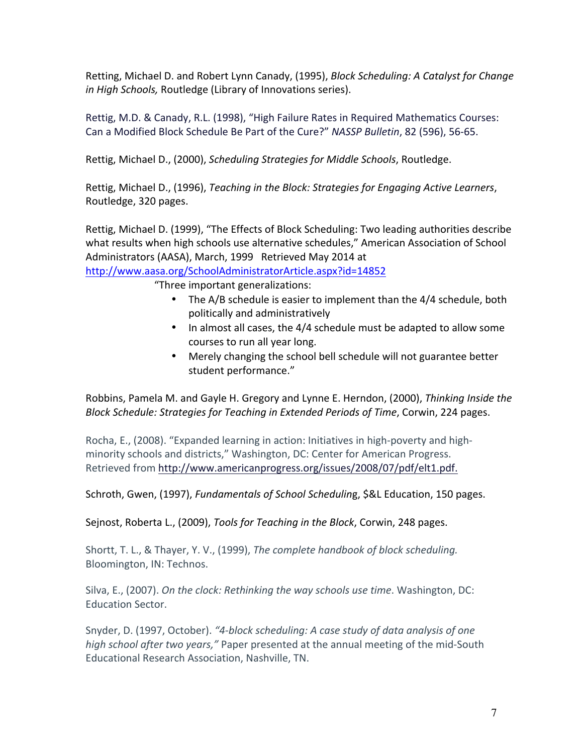Retting, Michael D. and Robert Lynn Canady, (1995), *Block Scheduling: A Catalyst for Change in High Schools,* Routledge (Library of Innovations series).

Rettig, M.D. & Canady, R.L. (1998), "High Failure Rates in Required Mathematics Courses: Can a Modified Block Schedule Be Part of the Cure?" *NASSP Bulletin*, 82 (596), 56-65.

Rettig, Michael D., (2000), *Scheduling Strategies for Middle Schools*, Routledge.

Rettig, Michael D., (1996), *Teaching in the Block: Strategies for Engaging Active Learners*, Routledge, 320 pages.

Rettig, Michael D. (1999), "The Effects of Block Scheduling: Two leading authorities describe what results when high schools use alternative schedules," American Association of School Administrators (AASA), March, 1999 Retrieved May 2014 at http://www.aasa.org/SchoolAdministratorArticle.aspx?id=14852

"Three important generalizations:

- The A/B schedule is easier to implement than the 4/4 schedule, both politically and administratively
- In almost all cases, the 4/4 schedule must be adapted to allow some courses to run all year long.
- Merely changing the school bell schedule will not guarantee better student performance."

Robbins, Pamela M. and Gayle H. Gregory and Lynne E. Herndon, (2000), *Thinking Inside the Block Schedule: Strategies for Teaching in Extended Periods of Time*, Corwin, 224 pages.

Rocha, E., (2008). "Expanded learning in action: Initiatives in high-poverty and high-minority schools and districts," Washington, DC: Center for American Progress. Retrieved from http://www.americanprogress.org/issues/2008/07/pdf/elt1.pdf.

Schroth, Gwen, (1997), *Fundamentals of School Scheduling*, $&L Education, 150 pages.

Sejnost, Roberta L., (2009), *Tools for Teaching in the Block*, Corwin, 248 pages.

Shortt, T. L., & Thayer, Y. V., (1999), *The complete handbook of block scheduling.* Bloomington, IN: Technos.

Silva, E., (2007). *On the clock: Rethinking the way schools use time*. Washington, DC: Education Sector.

Snyder, D. (1997, October). *"4-block scheduling: A case study of data analysis of one high school after two years,"* Paper presented at the annual meeting of the mid-South Educational Research Association, Nashville, TN.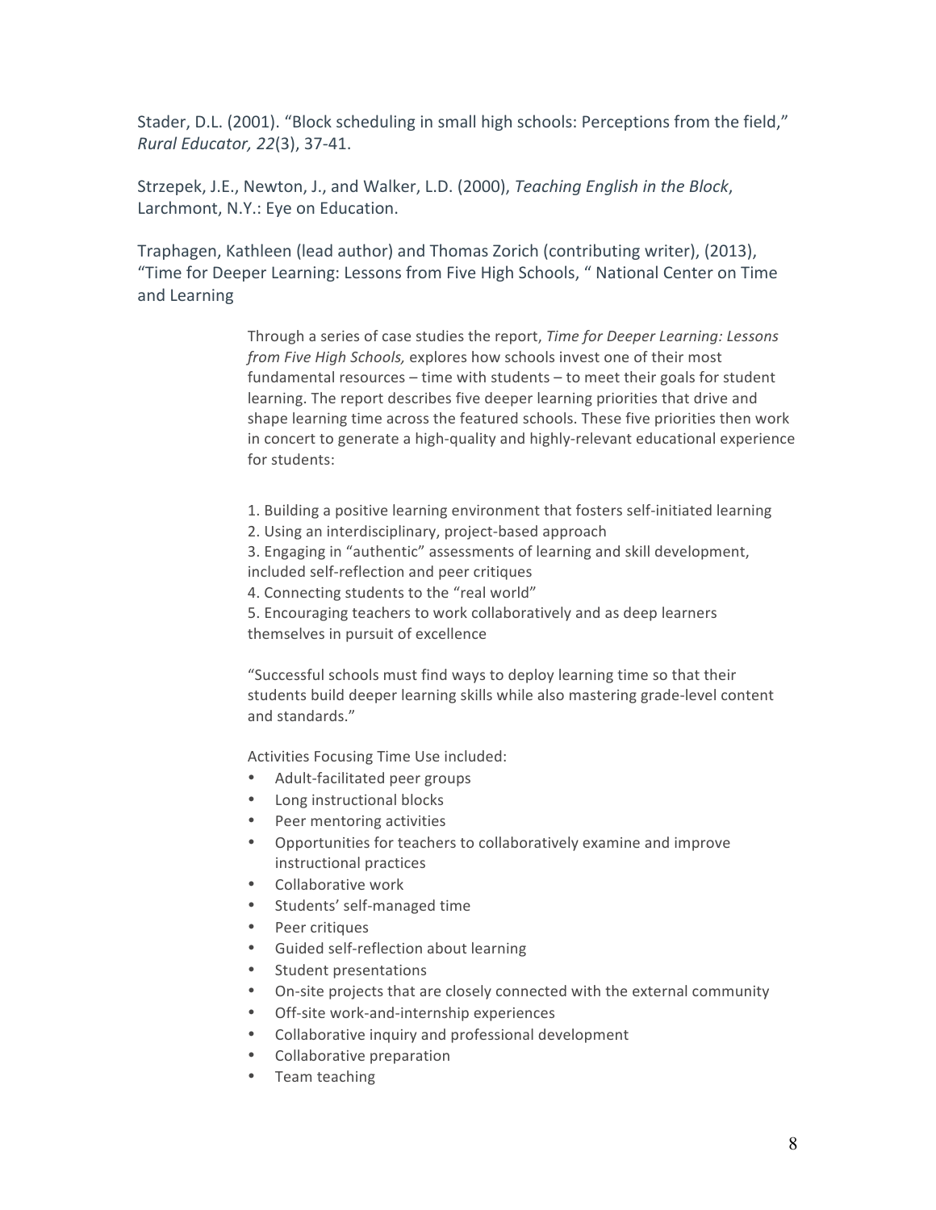Stader, D.L. (2001). “Block scheduling in small high schools: Perceptions from the field,” *Rural Educator, 22*(3), 37-41.

Strzepek, J.E., Newton, J., and Walker, L.D. (2000), *Teaching English in the Block*, Larchmont, N.Y.: Eye on Education.

Traphagen, Kathleen (lead author) and Thomas Zorich (contributing writer), (2013), “Time for Deeper Learning: Lessons from Five High Schools, “ National Center on Time and Learning

> Through a series of case studies the report, *Time for Deeper Learning: Lessons from Five High Schools,* explores how schools invest one of their most fundamental resources – time with students – to meet their goals for student learning. The report describes five deeper learning priorities that drive and shape learning time across the featured schools. These five priorities then work in concert to generate a high-quality and highly-relevant educational experience for students:
>
> 1. Building a positive learning environment that fosters self-initiated learning
> 2. Using an interdisciplinary, project-based approach
> 3. Engaging in “authentic” assessments of learning and skill development, included self-reflection and peer critiques
> 4. Connecting students to the “real world”
> 5. Encouraging teachers to work collaboratively and as deep learners themselves in pursuit of excellence
>
> “Successful schools must find ways to deploy learning time so that their students build deeper learning skills while also mastering grade-level content and standards.”
>
> Activities Focusing Time Use included:
>
> - Adult-facilitated peer groups
> - Long instructional blocks
> - Peer mentoring activities
> - Opportunities for teachers to collaboratively examine and improve instructional practices
> - Collaborative work
> - Students’ self-managed time
> - Peer critiques
> - Guided self-reflection about learning
> - Student presentations
> - On-site projects that are closely connected with the external community
> - Off-site work-and-internship experiences
> - Collaborative inquiry and professional development
> - Collaborative preparation
> - Team teaching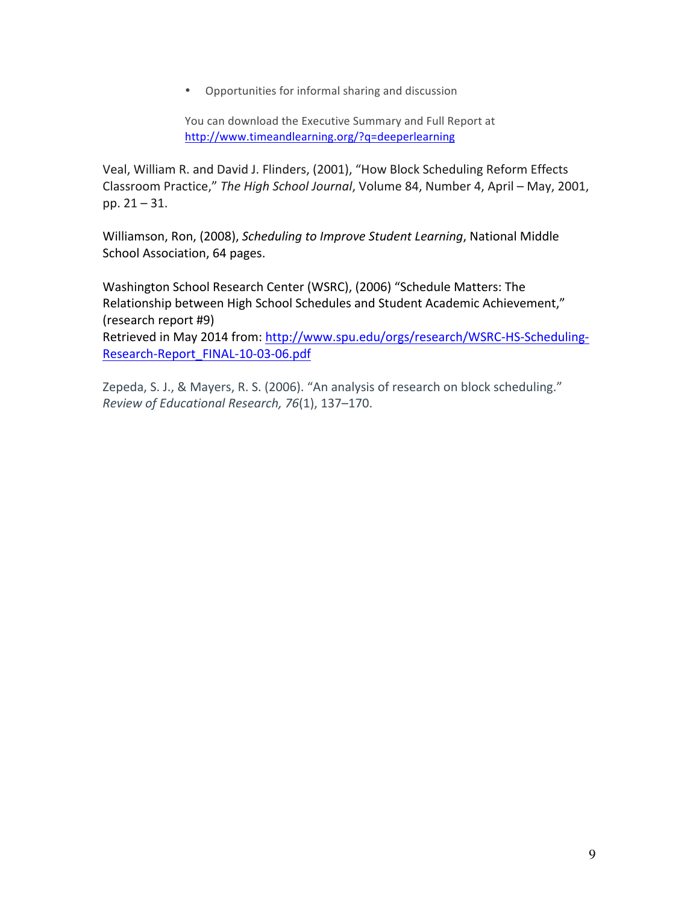- Opportunities for informal sharing and discussion

  You can download the Executive Summary and Full Report at http://www.timeandlearning.org/?q=deeperlearning

Veal, William R. and David J. Flinders, (2001), "How Block Scheduling Reform Effects Classroom Practice," *The High School Journal*, Volume 84, Number 4, April – May, 2001, pp. 21 – 31.

Williamson, Ron, (2008), *Scheduling to Improve Student Learning*, National Middle School Association, 64 pages.

Washington School Research Center (WSRC), (2006) "Schedule Matters: The Relationship between High School Schedules and Student Academic Achievement," (research report #9)
Retrieved in May 2014 from: http://www.spu.edu/orgs/research/WSRC-HS-Scheduling-Research-Report_FINAL-10-03-06.pdf

Zepeda, S. J., & Mayers, R. S. (2006). "An analysis of research on block scheduling." *Review of Educational Research, 76*(1), 137–170.